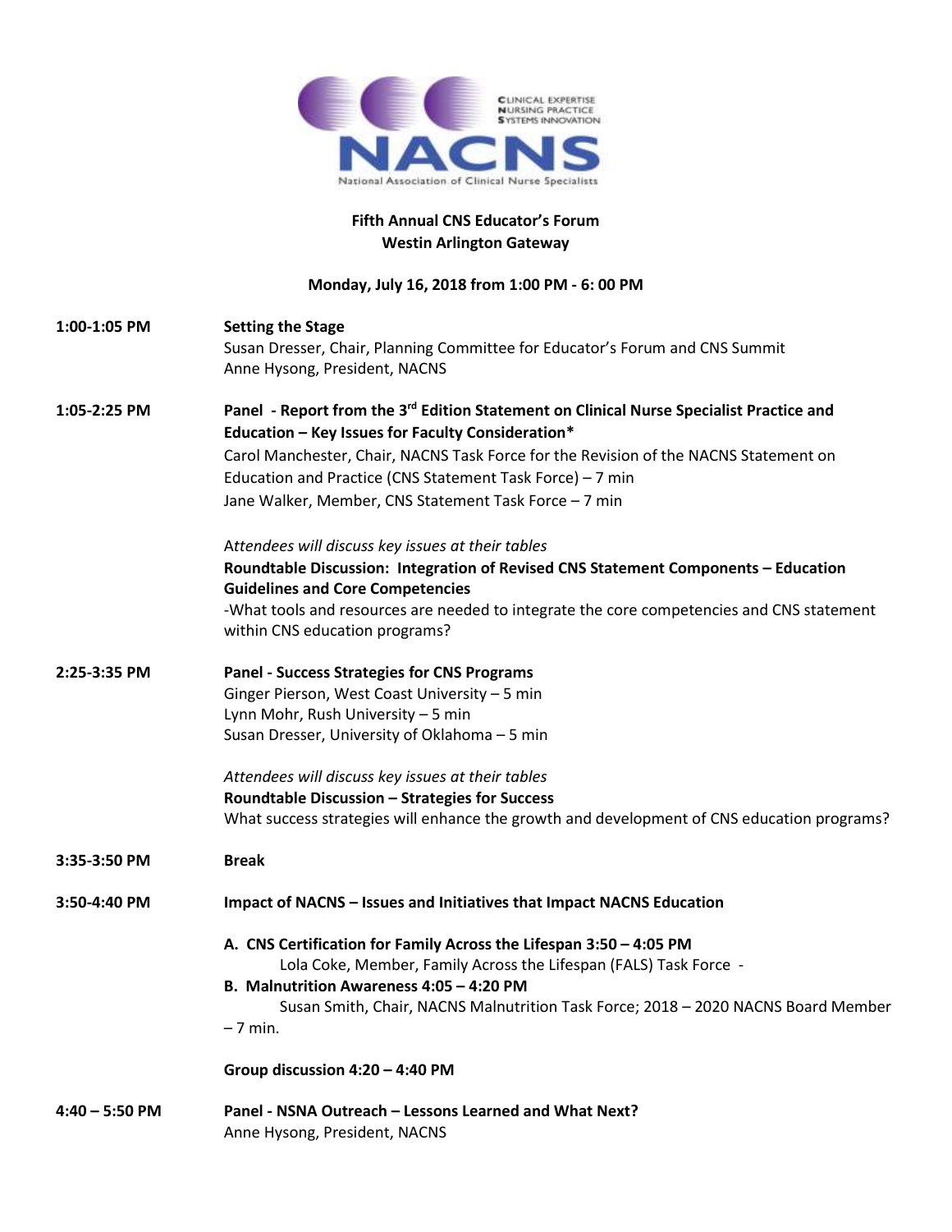CLINICAL EXPERTISE
NURSING PRACTICE
SYSTEMS INNOVATION

NACNS

National Association of Clinical Nurse Specialists

**Fifth Annual CNS Educator's Forum**
**Westin Arlington Gateway**

**Monday, July 16, 2018 from 1:00 PM - 6: 00 PM**

**1:00-1:05 PM** **Setting the Stage**
Susan Dresser, Chair, Planning Committee for Educator's Forum and CNS Summit
Anne Hysong, President, NACNS

**1:05-2:25 PM** **Panel - Report from the 3rd Edition Statement on Clinical Nurse Specialist Practice and Education – Key Issues for Faculty Consideration***
Carol Manchester, Chair, NACNS Task Force for the Revision of the NACNS Statement on Education and Practice (CNS Statement Task Force) – 7 min
Jane Walker, Member, CNS Statement Task Force – 7 min

*Attendees will discuss key issues at their tables*
**Roundtable Discussion: Integration of Revised CNS Statement Components – Education Guidelines and Core Competencies**
-What tools and resources are needed to integrate the core competencies and CNS statement within CNS education programs?

**2:25-3:35 PM** **Panel - Success Strategies for CNS Programs**
Ginger Pierson, West Coast University – 5 min
Lynn Mohr, Rush University – 5 min
Susan Dresser, University of Oklahoma – 5 min

*Attendees will discuss key issues at their tables*
**Roundtable Discussion – Strategies for Success**
What success strategies will enhance the growth and development of CNS education programs?

**3:35-3:50 PM** **Break**

**3:50-4:40 PM** **Impact of NACNS – Issues and Initiatives that Impact NACNS Education**

**A. CNS Certification for Family Across the Lifespan 3:50 – 4:05 PM**
Lola Coke, Member, Family Across the Lifespan (FALS) Task Force -

**B. Malnutrition Awareness 4:05 – 4:20 PM**
Susan Smith, Chair, NACNS Malnutrition Task Force; 2018 – 2020 NACNS Board Member – 7 min.

**Group discussion 4:20 – 4:40 PM**

**4:40 – 5:50 PM** **Panel - NSNA Outreach – Lessons Learned and What Next?**
Anne Hysong, President, NACNS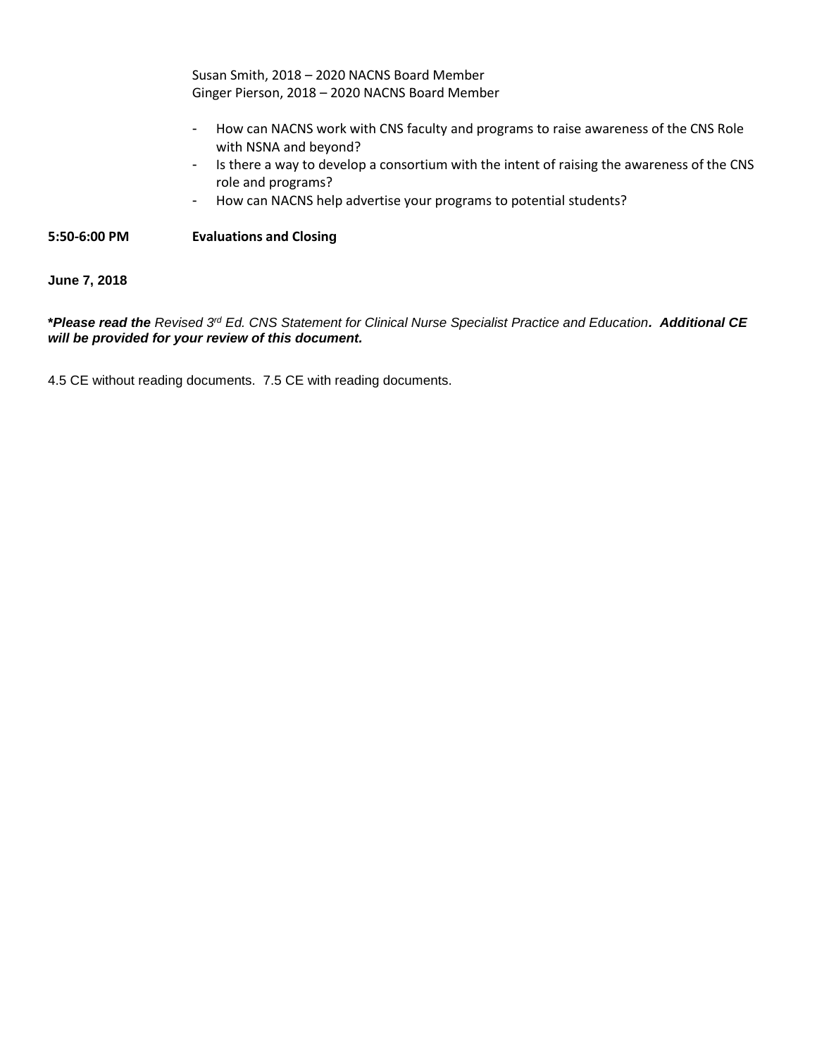Susan Smith, 2018 – 2020 NACNS Board Member
Ginger Pierson, 2018 – 2020 NACNS Board Member

- How can NACNS work with CNS faculty and programs to raise awareness of the CNS Role with NSNA and beyond?
- Is there a way to develop a consortium with the intent of raising the awareness of the CNS role and programs?
- How can NACNS help advertise your programs to potential students?

**5:50-6:00 PM** **Evaluations and Closing**

**June 7, 2018**

***Please read the** *Revised 3rd Ed. CNS Statement for Clinical Nurse Specialist Practice and Education*. **Additional CE will be provided for your review of this document.***

4.5 CE without reading documents. 7.5 CE with reading documents.